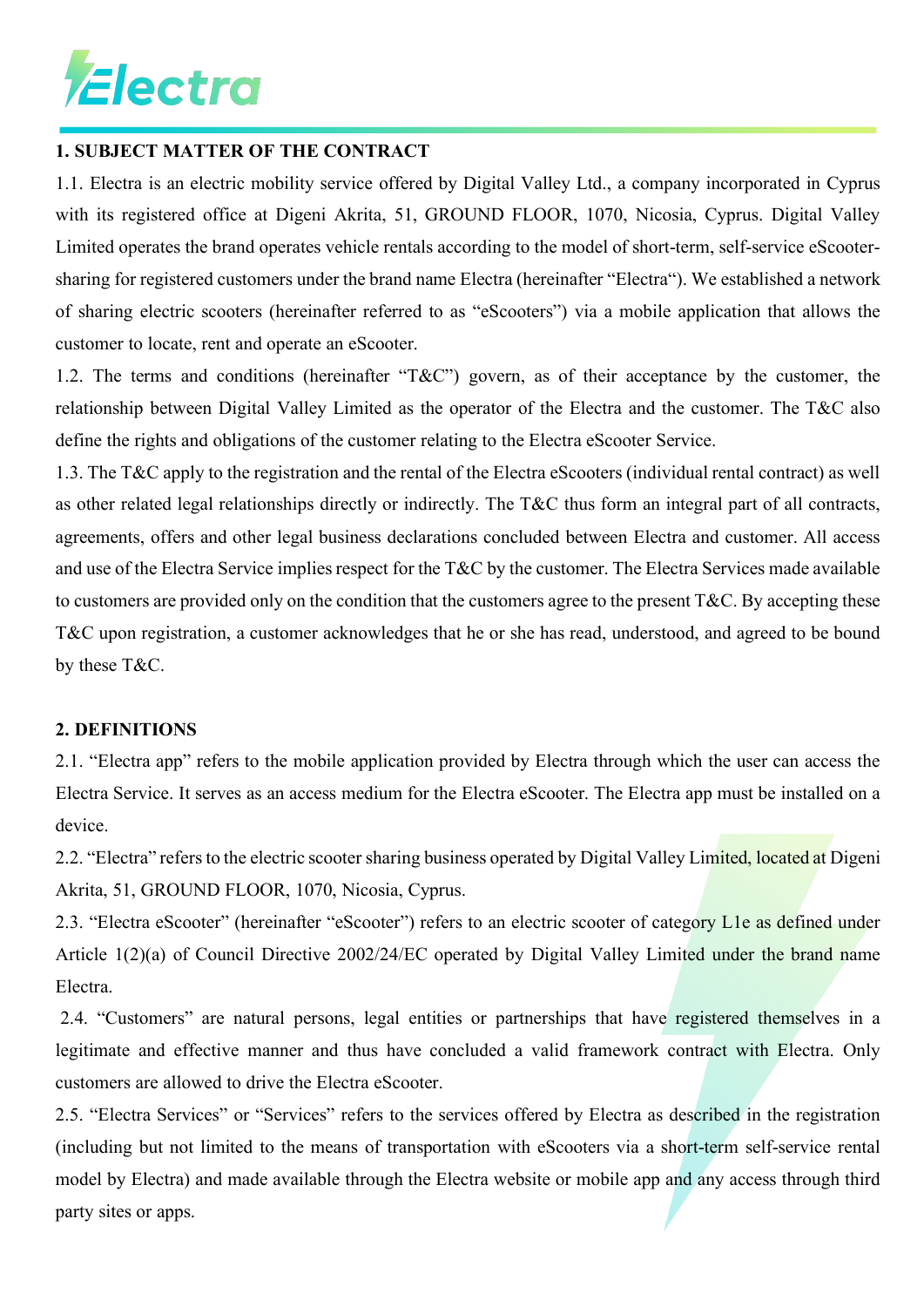## 1. SUBJECT MATTER OF THE CONTRACT

1.1. Electra is an electric mobility service offered by Digital Valley Ltd., a company incorporated in Cyprus with its registered office at Digeni Akrita, 51, GROUND FLOOR, 1070, Nicosia, Cyprus. Digital Valley Limited operates the brand operates vehicle rentals according to the model of short-term, self-service eScooter-sharing for registered customers under the brand name Electra (hereinafter "Electra"). We established a network of sharing electric scooters (hereinafter referred to as "eScooters") via a mobile application that allows the customer to locate, rent and operate an eScooter.

1.2. The terms and conditions (hereinafter "T&C") govern, as of their acceptance by the customer, the relationship between Digital Valley Limited as the operator of the Electra and the customer. The T&C also define the rights and obligations of the customer relating to the Electra eScooter Service.

1.3. The T&C apply to the registration and the rental of the Electra eScooters (individual rental contract) as well as other related legal relationships directly or indirectly. The T&C thus form an integral part of all contracts, agreements, offers and other legal business declarations concluded between Electra and customer. All access and use of the Electra Service implies respect for the T&C by the customer. The Electra Services made available to customers are provided only on the condition that the customers agree to the present T&C. By accepting these T&C upon registration, a customer acknowledges that he or she has read, understood, and agreed to be bound by these T&C.

## 2. DEFINITIONS

2.1. "Electra app" refers to the mobile application provided by Electra through which the user can access the Electra Service. It serves as an access medium for the Electra eScooter. The Electra app must be installed on a device.

2.2. "Electra" refers to the electric scooter sharing business operated by Digital Valley Limited, located at Digeni Akrita, 51, GROUND FLOOR, 1070, Nicosia, Cyprus.

2.3. "Electra eScooter" (hereinafter "eScooter") refers to an electric scooter of category L1e as defined under Article 1(2)(a) of Council Directive 2002/24/EC operated by Digital Valley Limited under the brand name Electra.

2.4. "Customers" are natural persons, legal entities or partnerships that have registered themselves in a legitimate and effective manner and thus have concluded a valid framework contract with Electra. Only customers are allowed to drive the Electra eScooter.

2.5. "Electra Services" or "Services" refers to the services offered by Electra as described in the registration (including but not limited to the means of transportation with eScooters via a short-term self-service rental model by Electra) and made available through the Electra website or mobile app and any access through third party sites or apps.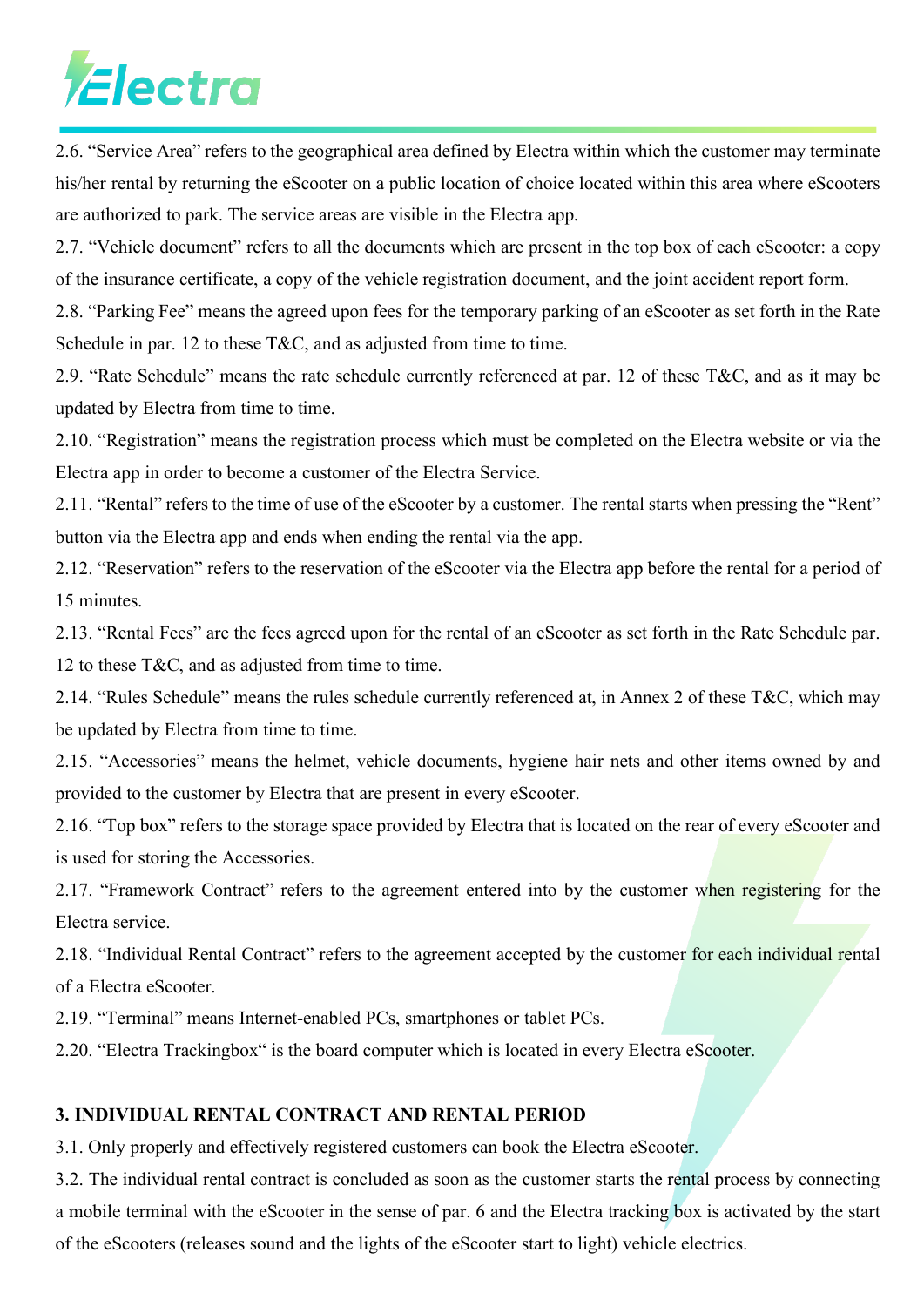2.6. "Service Area" refers to the geographical area defined by Electra within which the customer may terminate his/her rental by returning the eScooter on a public location of choice located within this area where eScooters are authorized to park. The service areas are visible in the Electra app.

2.7. "Vehicle document" refers to all the documents which are present in the top box of each eScooter: a copy of the insurance certificate, a copy of the vehicle registration document, and the joint accident report form.

2.8. "Parking Fee" means the agreed upon fees for the temporary parking of an eScooter as set forth in the Rate Schedule in par. 12 to these T&C, and as adjusted from time to time.

2.9. "Rate Schedule" means the rate schedule currently referenced at par. 12 of these T&C, and as it may be updated by Electra from time to time.

2.10. "Registration" means the registration process which must be completed on the Electra website or via the Electra app in order to become a customer of the Electra Service.

2.11. "Rental" refers to the time of use of the eScooter by a customer. The rental starts when pressing the "Rent" button via the Electra app and ends when ending the rental via the app.

2.12. "Reservation" refers to the reservation of the eScooter via the Electra app before the rental for a period of 15 minutes.

2.13. "Rental Fees" are the fees agreed upon for the rental of an eScooter as set forth in the Rate Schedule par. 12 to these T&C, and as adjusted from time to time.

2.14. "Rules Schedule" means the rules schedule currently referenced at, in Annex 2 of these T&C, which may be updated by Electra from time to time.

2.15. "Accessories" means the helmet, vehicle documents, hygiene hair nets and other items owned by and provided to the customer by Electra that are present in every eScooter.

2.16. "Top box" refers to the storage space provided by Electra that is located on the rear of every eScooter and is used for storing the Accessories.

2.17. "Framework Contract" refers to the agreement entered into by the customer when registering for the Electra service.

2.18. "Individual Rental Contract" refers to the agreement accepted by the customer for each individual rental of a Electra eScooter.

2.19. "Terminal" means Internet-enabled PCs, smartphones or tablet PCs.

2.20. "Electra Trackingbox" is the board computer which is located in every Electra eScooter.

## 3. INDIVIDUAL RENTAL CONTRACT AND RENTAL PERIOD

3.1. Only properly and effectively registered customers can book the Electra eScooter.

3.2. The individual rental contract is concluded as soon as the customer starts the rental process by connecting a mobile terminal with the eScooter in the sense of par. 6 and the Electra tracking box is activated by the start of the eScooters (releases sound and the lights of the eScooter start to light) vehicle electrics.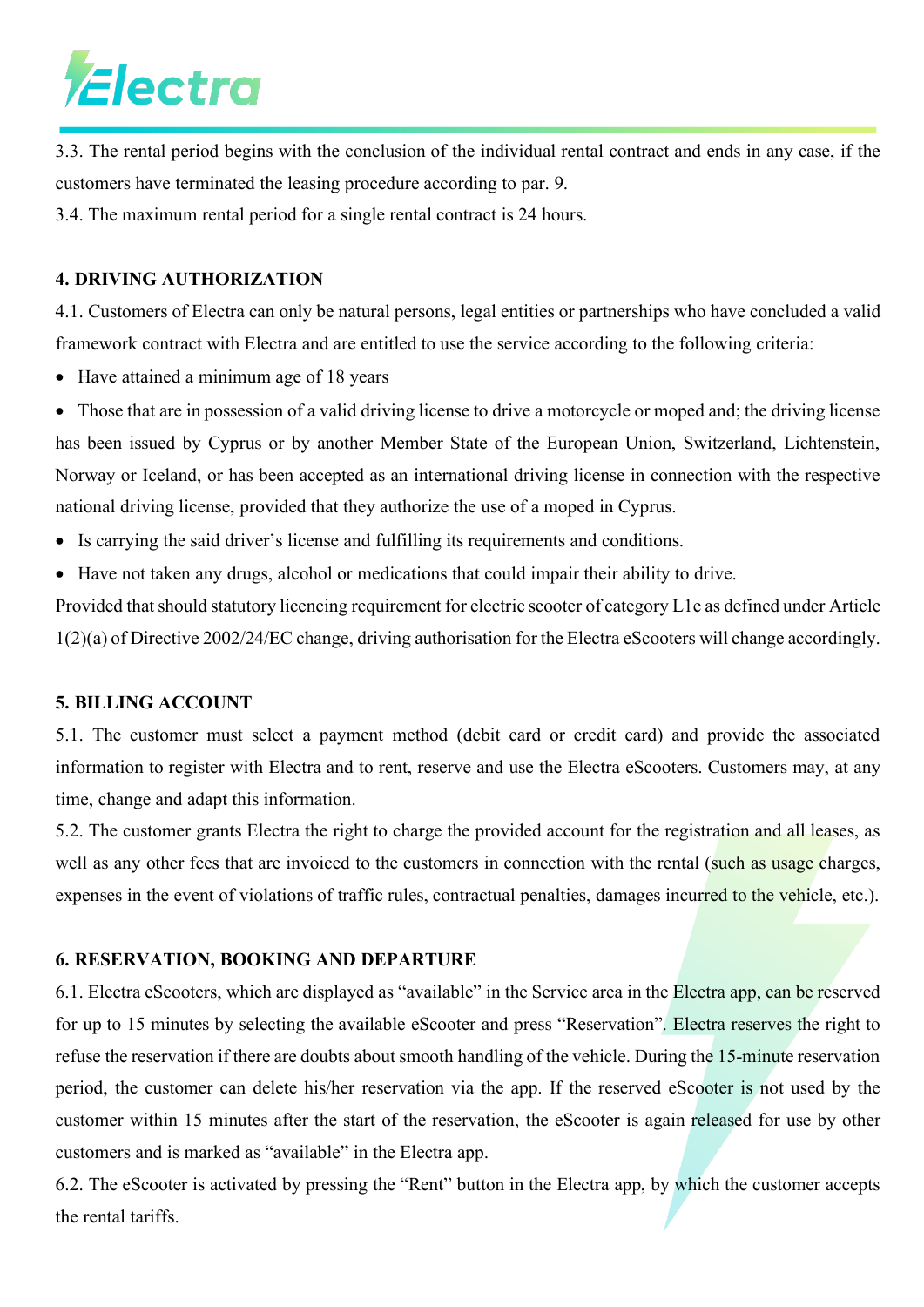3.3. The rental period begins with the conclusion of the individual rental contract and ends in any case, if the customers have terminated the leasing procedure according to par. 9.

3.4. The maximum rental period for a single rental contract is 24 hours.

## 4. DRIVING AUTHORIZATION

4.1. Customers of Electra can only be natural persons, legal entities or partnerships who have concluded a valid framework contract with Electra and are entitled to use the service according to the following criteria:

- Have attained a minimum age of 18 years
- Those that are in possession of a valid driving license to drive a motorcycle or moped and; the driving license has been issued by Cyprus or by another Member State of the European Union, Switzerland, Lichtenstein, Norway or Iceland, or has been accepted as an international driving license in connection with the respective national driving license, provided that they authorize the use of a moped in Cyprus.
- Is carrying the said driver's license and fulfilling its requirements and conditions.
- Have not taken any drugs, alcohol or medications that could impair their ability to drive.

Provided that should statutory licencing requirement for electric scooter of category L1e as defined under Article 1(2)(a) of Directive 2002/24/EC change, driving authorisation for the Electra eScooters will change accordingly.

## 5. BILLING ACCOUNT

5.1. The customer must select a payment method (debit card or credit card) and provide the associated information to register with Electra and to rent, reserve and use the Electra eScooters. Customers may, at any time, change and adapt this information.

5.2. The customer grants Electra the right to charge the provided account for the registration and all leases, as well as any other fees that are invoiced to the customers in connection with the rental (such as usage charges, expenses in the event of violations of traffic rules, contractual penalties, damages incurred to the vehicle, etc.).

## 6. RESERVATION, BOOKING AND DEPARTURE

6.1. Electra eScooters, which are displayed as "available" in the Service area in the Electra app, can be reserved for up to 15 minutes by selecting the available eScooter and press "Reservation". Electra reserves the right to refuse the reservation if there are doubts about smooth handling of the vehicle. During the 15-minute reservation period, the customer can delete his/her reservation via the app. If the reserved eScooter is not used by the customer within 15 minutes after the start of the reservation, the eScooter is again released for use by other customers and is marked as "available" in the Electra app.

6.2. The eScooter is activated by pressing the "Rent" button in the Electra app, by which the customer accepts the rental tariffs.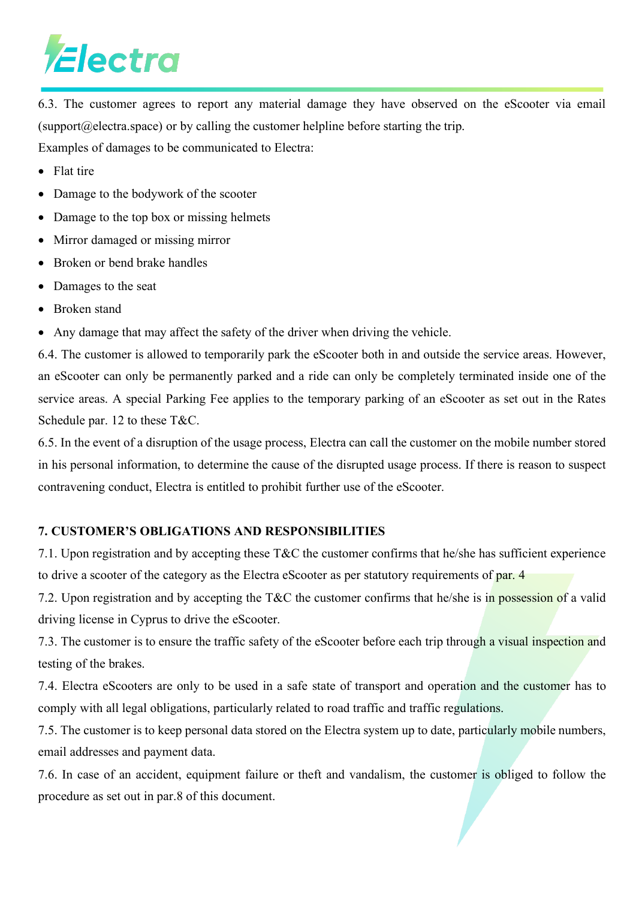6.3. The customer agrees to report any material damage they have observed on the eScooter via email (support@electra.space) or by calling the customer helpline before starting the trip.

Examples of damages to be communicated to Electra:

- Flat tire
- Damage to the bodywork of the scooter
- Damage to the top box or missing helmets
- Mirror damaged or missing mirror
- Broken or bend brake handles
- Damages to the seat
- Broken stand
- Any damage that may affect the safety of the driver when driving the vehicle.

6.4. The customer is allowed to temporarily park the eScooter both in and outside the service areas. However, an eScooter can only be permanently parked and a ride can only be completely terminated inside one of the service areas. A special Parking Fee applies to the temporary parking of an eScooter as set out in the Rates Schedule par. 12 to these T&C.

6.5. In the event of a disruption of the usage process, Electra can call the customer on the mobile number stored in his personal information, to determine the cause of the disrupted usage process. If there is reason to suspect contravening conduct, Electra is entitled to prohibit further use of the eScooter.

**7. CUSTOMER'S OBLIGATIONS AND RESPONSIBILITIES**

7.1. Upon registration and by accepting these T&C the customer confirms that he/she has sufficient experience to drive a scooter of the category as the Electra eScooter as per statutory requirements of par. 4

7.2. Upon registration and by accepting the T&C the customer confirms that he/she is in possession of a valid driving license in Cyprus to drive the eScooter.

7.3. The customer is to ensure the traffic safety of the eScooter before each trip through a visual inspection and testing of the brakes.

7.4. Electra eScooters are only to be used in a safe state of transport and operation and the customer has to comply with all legal obligations, particularly related to road traffic and traffic regulations.

7.5. The customer is to keep personal data stored on the Electra system up to date, particularly mobile numbers, email addresses and payment data.

7.6. In case of an accident, equipment failure or theft and vandalism, the customer is obliged to follow the procedure as set out in par.8 of this document.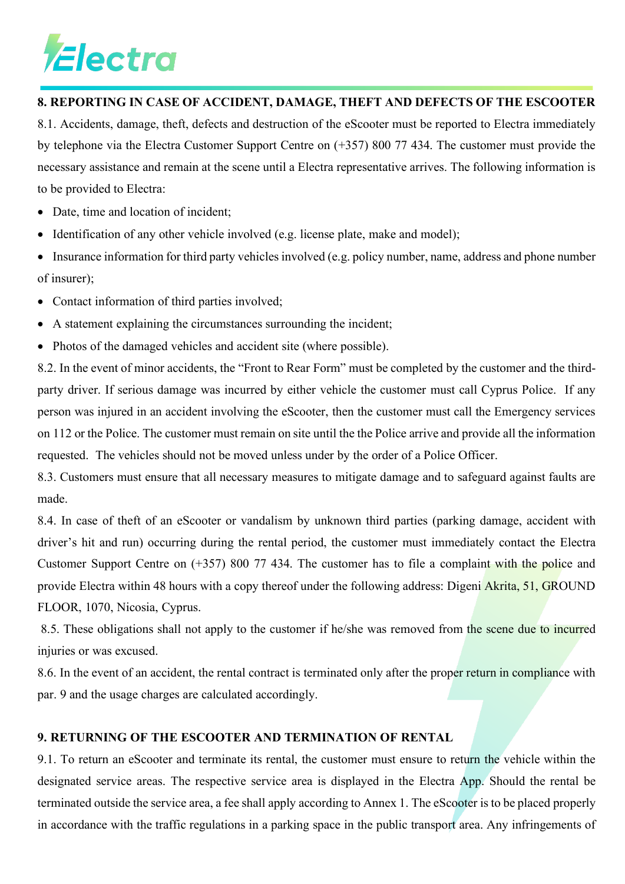## 8. REPORTING IN CASE OF ACCIDENT, DAMAGE, THEFT AND DEFECTS OF THE ESCOOTER

8.1. Accidents, damage, theft, defects and destruction of the eScooter must be reported to Electra immediately by telephone via the Electra Customer Support Centre on (+357) 800 77 434. The customer must provide the necessary assistance and remain at the scene until a Electra representative arrives. The following information is to be provided to Electra:

- Date, time and location of incident;
- Identification of any other vehicle involved (e.g. license plate, make and model);
- Insurance information for third party vehicles involved (e.g. policy number, name, address and phone number of insurer);
- Contact information of third parties involved;
- A statement explaining the circumstances surrounding the incident;
- Photos of the damaged vehicles and accident site (where possible).

8.2. In the event of minor accidents, the "Front to Rear Form" must be completed by the customer and the third-party driver. If serious damage was incurred by either vehicle the customer must call Cyprus Police. If any person was injured in an accident involving the eScooter, then the customer must call the Emergency services on 112 or the Police. The customer must remain on site until the the Police arrive and provide all the information requested. The vehicles should not be moved unless under by the order of a Police Officer.

8.3. Customers must ensure that all necessary measures to mitigate damage and to safeguard against faults are made.

8.4. In case of theft of an eScooter or vandalism by unknown third parties (parking damage, accident with driver's hit and run) occurring during the rental period, the customer must immediately contact the Electra Customer Support Centre on (+357) 800 77 434. The customer has to file a complaint with the police and provide Electra within 48 hours with a copy thereof under the following address: Digeni Akrita, 51, GROUND FLOOR, 1070, Nicosia, Cyprus.

8.5. These obligations shall not apply to the customer if he/she was removed from the scene due to incurred injuries or was excused.

8.6. In the event of an accident, the rental contract is terminated only after the proper return in compliance with par. 9 and the usage charges are calculated accordingly.

## 9. RETURNING OF THE ESCOOTER AND TERMINATION OF RENTAL

9.1. To return an eScooter and terminate its rental, the customer must ensure to return the vehicle within the designated service areas. The respective service area is displayed in the Electra App. Should the rental be terminated outside the service area, a fee shall apply according to Annex 1. The eScooter is to be placed properly in accordance with the traffic regulations in a parking space in the public transport area. Any infringements of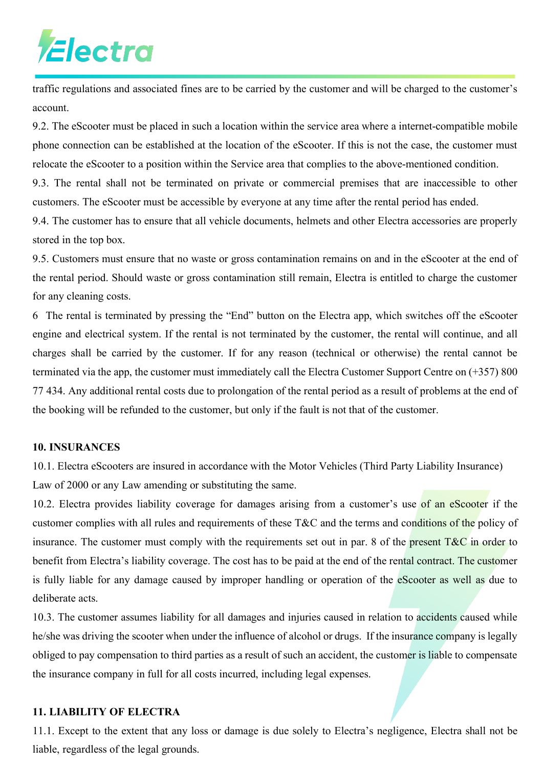traffic regulations and associated fines are to be carried by the customer and will be charged to the customer's account.

9.2. The eScooter must be placed in such a location within the service area where a internet-compatible mobile phone connection can be established at the location of the eScooter. If this is not the case, the customer must relocate the eScooter to a position within the Service area that complies to the above-mentioned condition.

9.3. The rental shall not be terminated on private or commercial premises that are inaccessible to other customers. The eScooter must be accessible by everyone at any time after the rental period has ended.

9.4. The customer has to ensure that all vehicle documents, helmets and other Electra accessories are properly stored in the top box.

9.5. Customers must ensure that no waste or gross contamination remains on and in the eScooter at the end of the rental period. Should waste or gross contamination still remain, Electra is entitled to charge the customer for any cleaning costs.

6 The rental is terminated by pressing the "End" button on the Electra app, which switches off the eScooter engine and electrical system. If the rental is not terminated by the customer, the rental will continue, and all charges shall be carried by the customer. If for any reason (technical or otherwise) the rental cannot be terminated via the app, the customer must immediately call the Electra Customer Support Centre on (+357) 800 77 434. Any additional rental costs due to prolongation of the rental period as a result of problems at the end of the booking will be refunded to the customer, but only if the fault is not that of the customer.

**10. INSURANCES**

10.1. Electra eScooters are insured in accordance with the Motor Vehicles (Third Party Liability Insurance) Law of 2000 or any Law amending or substituting the same.

10.2. Electra provides liability coverage for damages arising from a customer's use of an eScooter if the customer complies with all rules and requirements of these T&C and the terms and conditions of the policy of insurance. The customer must comply with the requirements set out in par. 8 of the present T&C in order to benefit from Electra's liability coverage. The cost has to be paid at the end of the rental contract. The customer is fully liable for any damage caused by improper handling or operation of the eScooter as well as due to deliberate acts.

10.3. The customer assumes liability for all damages and injuries caused in relation to accidents caused while he/she was driving the scooter when under the influence of alcohol or drugs. If the insurance company is legally obliged to pay compensation to third parties as a result of such an accident, the customer is liable to compensate the insurance company in full for all costs incurred, including legal expenses.

**11. LIABILITY OF ELECTRA**

11.1. Except to the extent that any loss or damage is due solely to Electra's negligence, Electra shall not be liable, regardless of the legal grounds.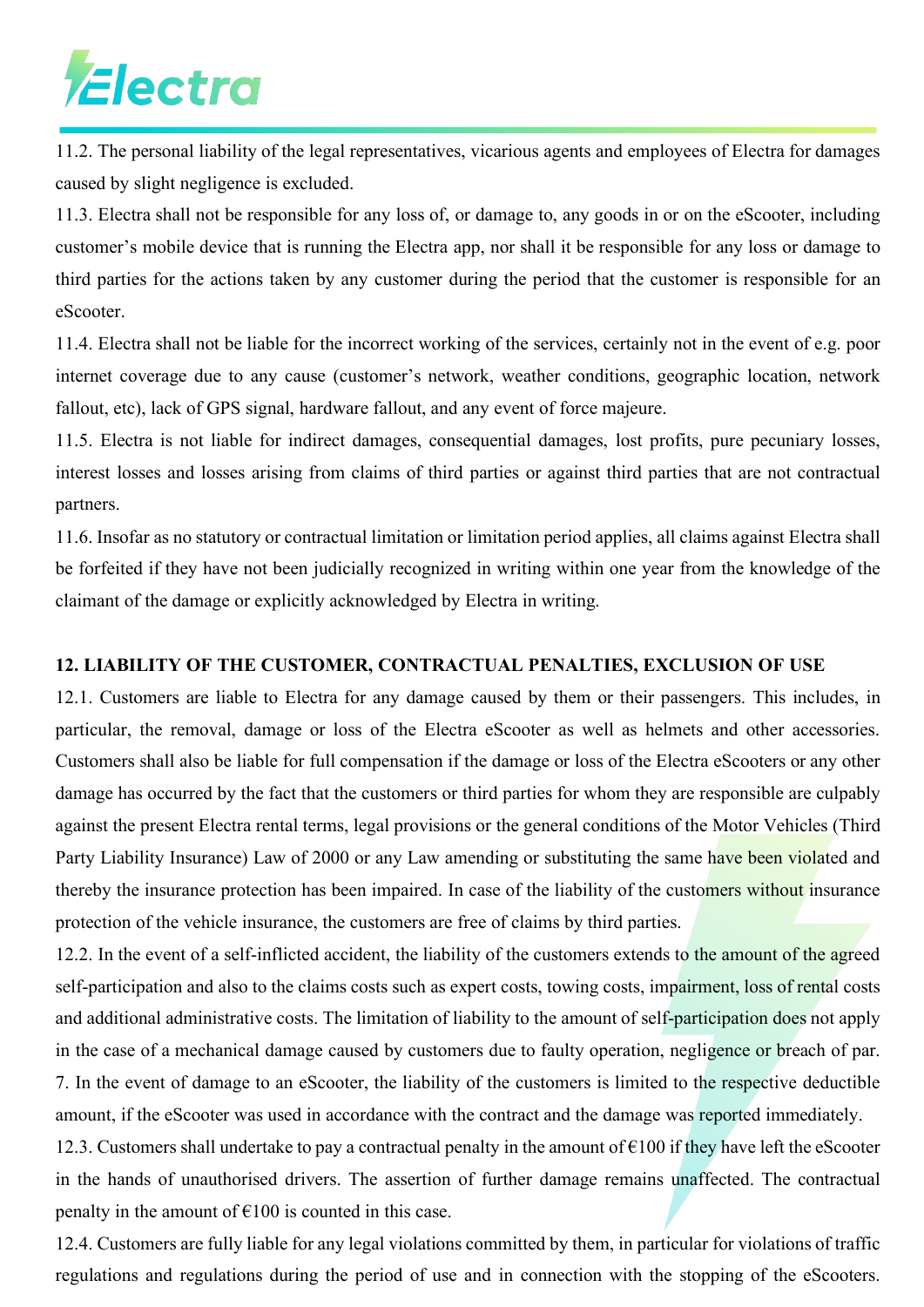11.2. The personal liability of the legal representatives, vicarious agents and employees of Electra for damages caused by slight negligence is excluded.

11.3. Electra shall not be responsible for any loss of, or damage to, any goods in or on the eScooter, including customer's mobile device that is running the Electra app, nor shall it be responsible for any loss or damage to third parties for the actions taken by any customer during the period that the customer is responsible for an eScooter.

11.4. Electra shall not be liable for the incorrect working of the services, certainly not in the event of e.g. poor internet coverage due to any cause (customer's network, weather conditions, geographic location, network fallout, etc), lack of GPS signal, hardware fallout, and any event of force majeure.

11.5. Electra is not liable for indirect damages, consequential damages, lost profits, pure pecuniary losses, interest losses and losses arising from claims of third parties or against third parties that are not contractual partners.

11.6. Insofar as no statutory or contractual limitation or limitation period applies, all claims against Electra shall be forfeited if they have not been judicially recognized in writing within one year from the knowledge of the claimant of the damage or explicitly acknowledged by Electra in writing.

**12. LIABILITY OF THE CUSTOMER, CONTRACTUAL PENALTIES, EXCLUSION OF USE**

12.1. Customers are liable to Electra for any damage caused by them or their passengers. This includes, in particular, the removal, damage or loss of the Electra eScooter as well as helmets and other accessories. Customers shall also be liable for full compensation if the damage or loss of the Electra eScooters or any other damage has occurred by the fact that the customers or third parties for whom they are responsible are culpably against the present Electra rental terms, legal provisions or the general conditions of the Motor Vehicles (Third Party Liability Insurance) Law of 2000 or any Law amending or substituting the same have been violated and thereby the insurance protection has been impaired. In case of the liability of the customers without insurance protection of the vehicle insurance, the customers are free of claims by third parties.

12.2. In the event of a self-inflicted accident, the liability of the customers extends to the amount of the agreed self-participation and also to the claims costs such as expert costs, towing costs, impairment, loss of rental costs and additional administrative costs. The limitation of liability to the amount of self-participation does not apply in the case of a mechanical damage caused by customers due to faulty operation, negligence or breach of par. 7. In the event of damage to an eScooter, the liability of the customers is limited to the respective deductible amount, if the eScooter was used in accordance with the contract and the damage was reported immediately.

12.3. Customers shall undertake to pay a contractual penalty in the amount of €100 if they have left the eScooter in the hands of unauthorised drivers. The assertion of further damage remains unaffected. The contractual penalty in the amount of €100 is counted in this case.

12.4. Customers are fully liable for any legal violations committed by them, in particular for violations of traffic regulations and regulations during the period of use and in connection with the stopping of the eScooters.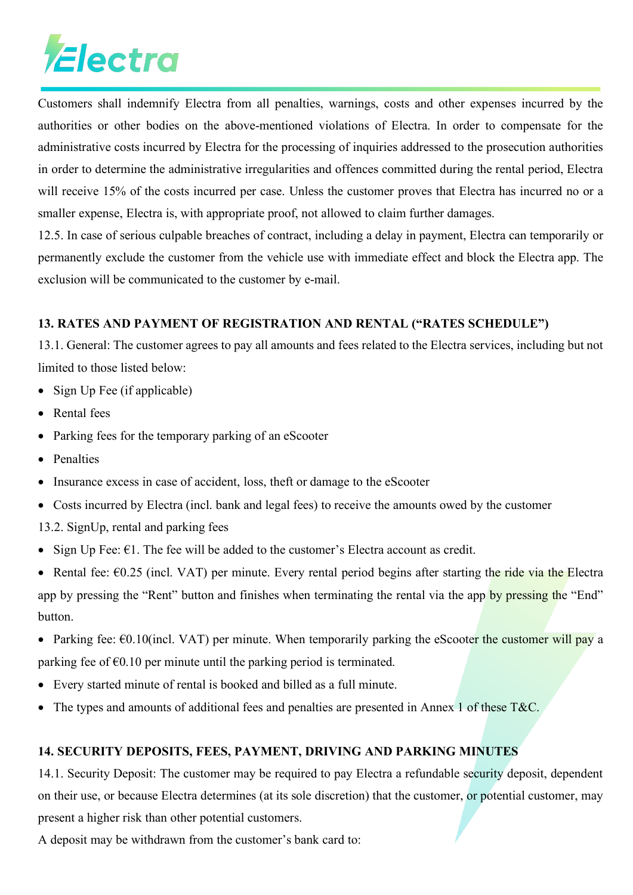Customers shall indemnify Electra from all penalties, warnings, costs and other expenses incurred by the authorities or other bodies on the above-mentioned violations of Electra. In order to compensate for the administrative costs incurred by Electra for the processing of inquiries addressed to the prosecution authorities in order to determine the administrative irregularities and offences committed during the rental period, Electra will receive 15% of the costs incurred per case. Unless the customer proves that Electra has incurred no or a smaller expense, Electra is, with appropriate proof, not allowed to claim further damages.

12.5. In case of serious culpable breaches of contract, including a delay in payment, Electra can temporarily or permanently exclude the customer from the vehicle use with immediate effect and block the Electra app. The exclusion will be communicated to the customer by e-mail.

## 13. RATES AND PAYMENT OF REGISTRATION AND RENTAL ("RATES SCHEDULE")

13.1. General: The customer agrees to pay all amounts and fees related to the Electra services, including but not limited to those listed below:

- Sign Up Fee (if applicable)
- Rental fees
- Parking fees for the temporary parking of an eScooter
- Penalties
- Insurance excess in case of accident, loss, theft or damage to the eScooter
- Costs incurred by Electra (incl. bank and legal fees) to receive the amounts owed by the customer

13.2. SignUp, rental and parking fees

- Sign Up Fee: €1. The fee will be added to the customer's Electra account as credit.
- Rental fee: €0.25 (incl. VAT) per minute. Every rental period begins after starting the ride via the Electra app by pressing the "Rent" button and finishes when terminating the rental via the app by pressing the "End" button.
- Parking fee: €0.10(incl. VAT) per minute. When temporarily parking the eScooter the customer will pay a parking fee of €0.10 per minute until the parking period is terminated.
- Every started minute of rental is booked and billed as a full minute.
- The types and amounts of additional fees and penalties are presented in Annex 1 of these T&C.

## 14. SECURITY DEPOSITS, FEES, PAYMENT, DRIVING AND PARKING MINUTES

14.1. Security Deposit: The customer may be required to pay Electra a refundable security deposit, dependent on their use, or because Electra determines (at its sole discretion) that the customer, or potential customer, may present a higher risk than other potential customers.

A deposit may be withdrawn from the customer's bank card to: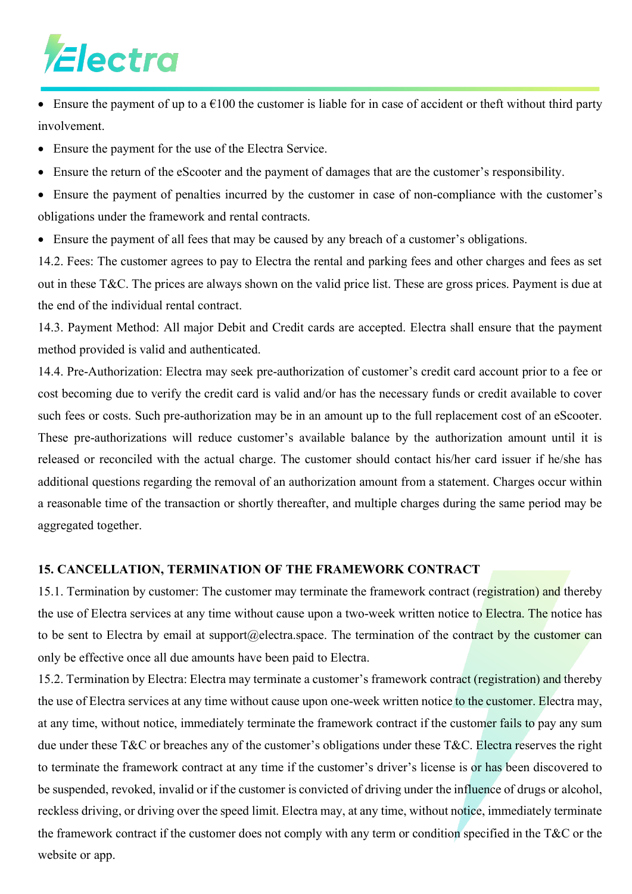- Ensure the payment of up to a €100 the customer is liable for in case of accident or theft without third party involvement.
- Ensure the payment for the use of the Electra Service.
- Ensure the return of the eScooter and the payment of damages that are the customer's responsibility.
- Ensure the payment of penalties incurred by the customer in case of non-compliance with the customer's obligations under the framework and rental contracts.
- Ensure the payment of all fees that may be caused by any breach of a customer's obligations.

14.2. Fees: The customer agrees to pay to Electra the rental and parking fees and other charges and fees as set out in these T&C. The prices are always shown on the valid price list. These are gross prices. Payment is due at the end of the individual rental contract.

14.3. Payment Method: All major Debit and Credit cards are accepted. Electra shall ensure that the payment method provided is valid and authenticated.

14.4. Pre-Authorization: Electra may seek pre-authorization of customer's credit card account prior to a fee or cost becoming due to verify the credit card is valid and/or has the necessary funds or credit available to cover such fees or costs. Such pre-authorization may be in an amount up to the full replacement cost of an eScooter. These pre-authorizations will reduce customer's available balance by the authorization amount until it is released or reconciled with the actual charge. The customer should contact his/her card issuer if he/she has additional questions regarding the removal of an authorization amount from a statement. Charges occur within a reasonable time of the transaction or shortly thereafter, and multiple charges during the same period may be aggregated together.

## 15. CANCELLATION, TERMINATION OF THE FRAMEWORK CONTRACT

15.1. Termination by customer: The customer may terminate the framework contract (registration) and thereby the use of Electra services at any time without cause upon a two-week written notice to Electra. The notice has to be sent to Electra by email at support@electra.space. The termination of the contract by the customer can only be effective once all due amounts have been paid to Electra.

15.2. Termination by Electra: Electra may terminate a customer's framework contract (registration) and thereby the use of Electra services at any time without cause upon one-week written notice to the customer. Electra may, at any time, without notice, immediately terminate the framework contract if the customer fails to pay any sum due under these T&C or breaches any of the customer's obligations under these T&C. Electra reserves the right to terminate the framework contract at any time if the customer's driver's license is or has been discovered to be suspended, revoked, invalid or if the customer is convicted of driving under the influence of drugs or alcohol, reckless driving, or driving over the speed limit. Electra may, at any time, without notice, immediately terminate the framework contract if the customer does not comply with any term or condition specified in the T&C or the website or app.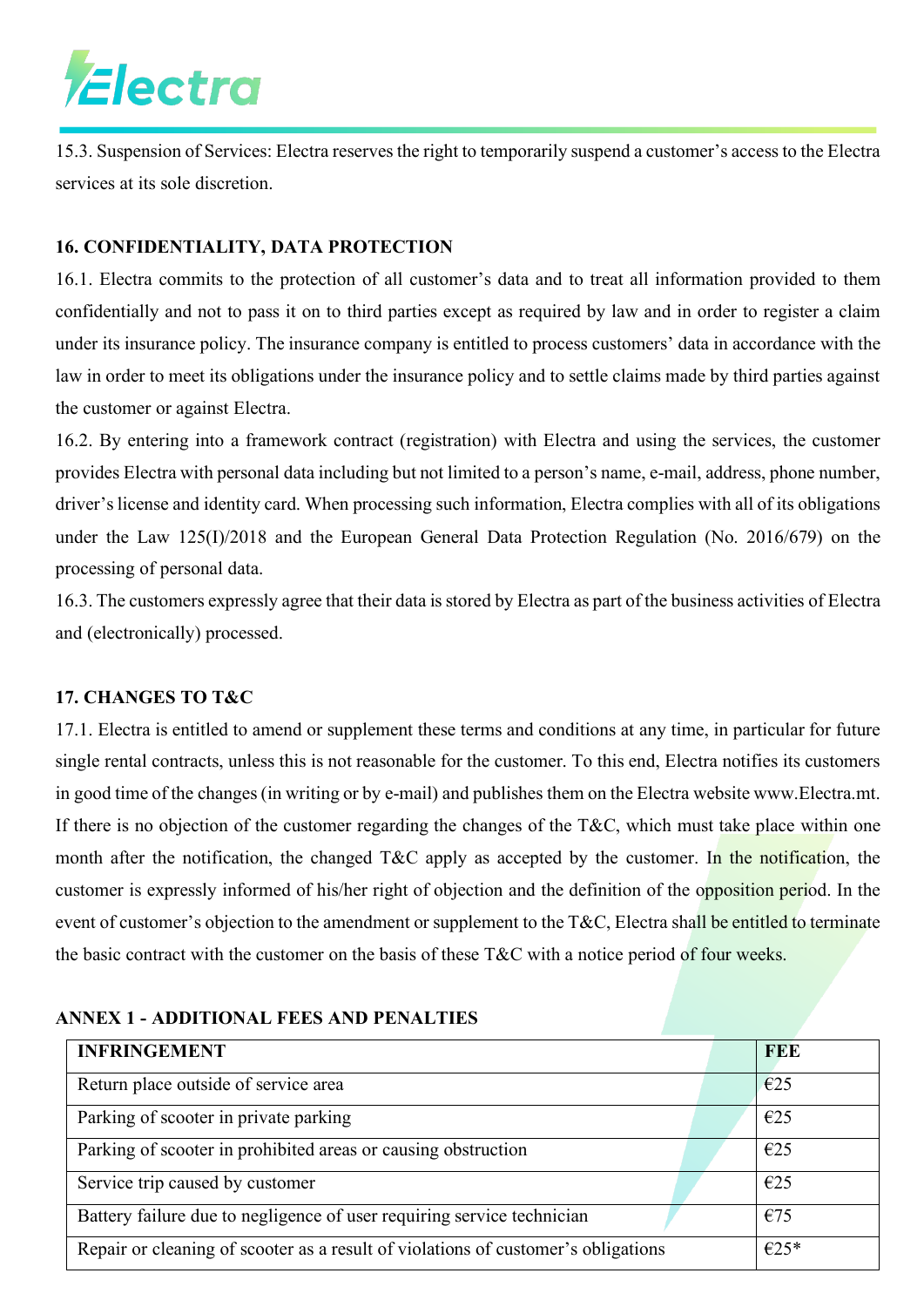15.3. Suspension of Services: Electra reserves the right to temporarily suspend a customer's access to the Electra services at its sole discretion.

**16. CONFIDENTIALITY, DATA PROTECTION**

16.1. Electra commits to the protection of all customer's data and to treat all information provided to them confidentially and not to pass it on to third parties except as required by law and in order to register a claim under its insurance policy. The insurance company is entitled to process customers' data in accordance with the law in order to meet its obligations under the insurance policy and to settle claims made by third parties against the customer or against Electra.

16.2. By entering into a framework contract (registration) with Electra and using the services, the customer provides Electra with personal data including but not limited to a person's name, e-mail, address, phone number, driver's license and identity card. When processing such information, Electra complies with all of its obligations under the Law 125(I)/2018 and the European General Data Protection Regulation (No. 2016/679) on the processing of personal data.

16.3. The customers expressly agree that their data is stored by Electra as part of the business activities of Electra and (electronically) processed.

**17. CHANGES TO T&C**

17.1. Electra is entitled to amend or supplement these terms and conditions at any time, in particular for future single rental contracts, unless this is not reasonable for the customer. To this end, Electra notifies its customers in good time of the changes (in writing or by e-mail) and publishes them on the Electra website www.Electra.mt. If there is no objection of the customer regarding the changes of the T&C, which must take place within one month after the notification, the changed T&C apply as accepted by the customer. In the notification, the customer is expressly informed of his/her right of objection and the definition of the opposition period. In the event of customer's objection to the amendment or supplement to the T&C, Electra shall be entitled to terminate the basic contract with the customer on the basis of these T&C with a notice period of four weeks.

**ANNEX 1 - ADDITIONAL FEES AND PENALTIES**

| INFRINGEMENT | FEE |
|---|---|
| Return place outside of service area | €25 |
| Parking of scooter in private parking | €25 |
| Parking of scooter in prohibited areas or causing obstruction | €25 |
| Service trip caused by customer | €25 |
| Battery failure due to negligence of user requiring service technician | €75 |
| Repair or cleaning of scooter as a result of violations of customer's obligations | €25* |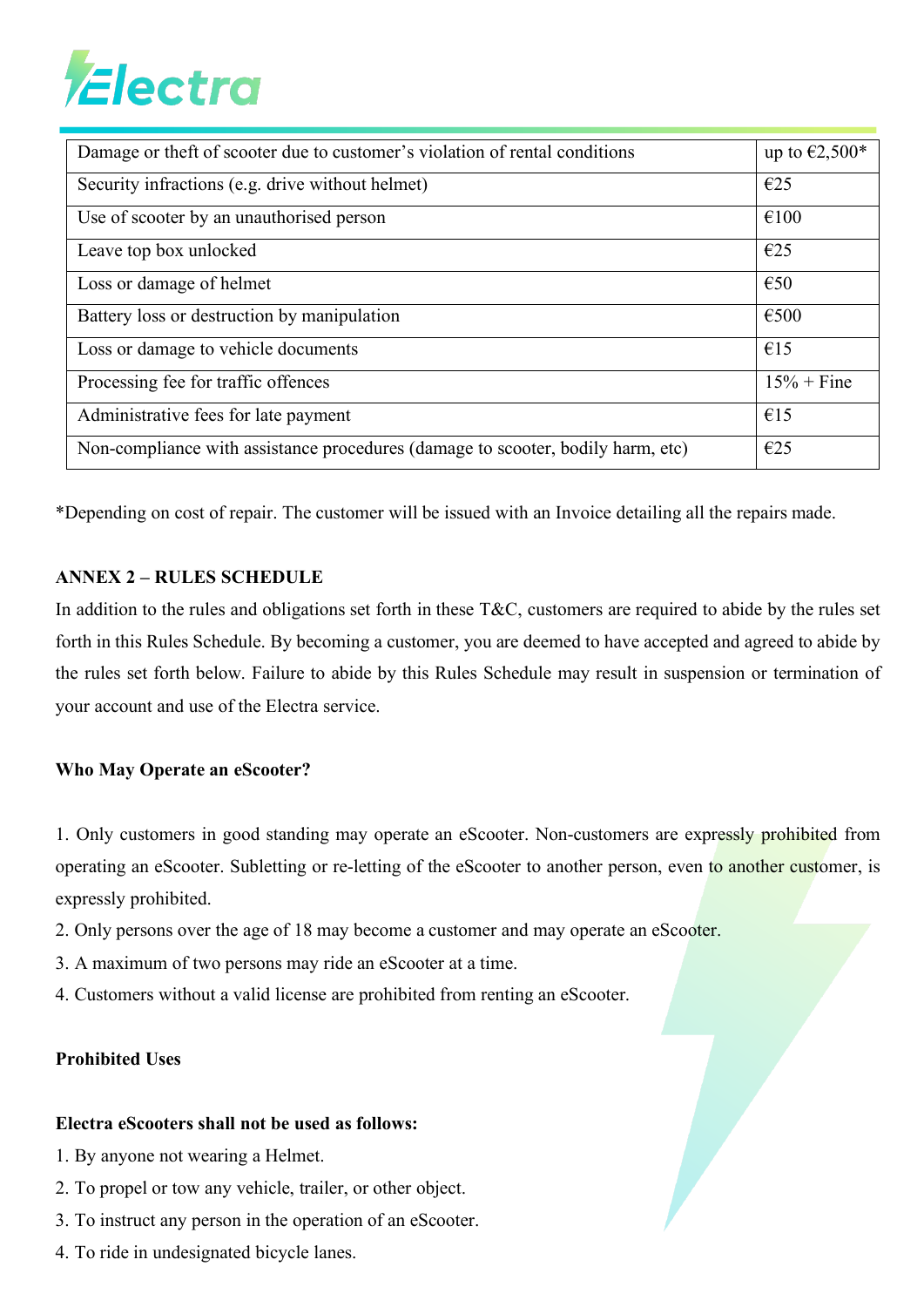| Damage or theft of scooter due to customer's violation of rental conditions | up to €2,500* |
| --- | --- |
| Security infractions (e.g. drive without helmet) | €25 |
| Use of scooter by an unauthorised person | €100 |
| Leave top box unlocked | €25 |
| Loss or damage of helmet | €50 |
| Battery loss or destruction by manipulation | €500 |
| Loss or damage to vehicle documents | €15 |
| Processing fee for traffic offences | 15% + Fine |
| Administrative fees for late payment | €15 |
| Non-compliance with assistance procedures (damage to scooter, bodily harm, etc) | €25 |

*Depending on cost of repair. The customer will be issued with an Invoice detailing all the repairs made.

**ANNEX 2 – RULES SCHEDULE**

In addition to the rules and obligations set forth in these T&C, customers are required to abide by the rules set forth in this Rules Schedule. By becoming a customer, you are deemed to have accepted and agreed to abide by the rules set forth below. Failure to abide by this Rules Schedule may result in suspension or termination of your account and use of the Electra service.

**Who May Operate an eScooter?**

1. Only customers in good standing may operate an eScooter. Non-customers are expressly prohibited from operating an eScooter. Subletting or re-letting of the eScooter to another person, even to another customer, is expressly prohibited.
2. Only persons over the age of 18 may become a customer and may operate an eScooter.
3. A maximum of two persons may ride an eScooter at a time.
4. Customers without a valid license are prohibited from renting an eScooter.

**Prohibited Uses**

**Electra eScooters shall not be used as follows:**

1. By anyone not wearing a Helmet.
2. To propel or tow any vehicle, trailer, or other object.
3. To instruct any person in the operation of an eScooter.
4. To ride in undesignated bicycle lanes.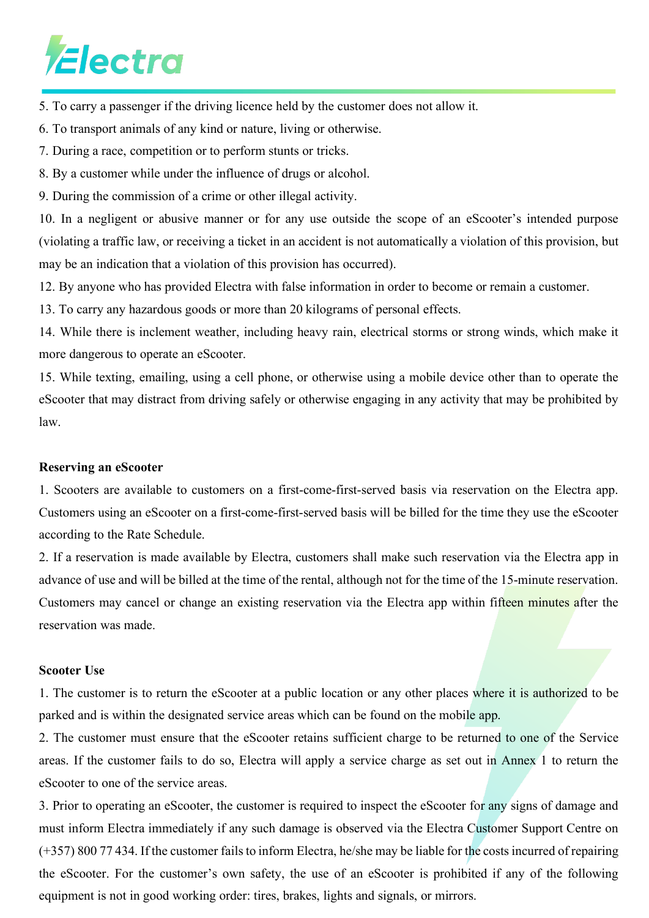5. To carry a passenger if the driving licence held by the customer does not allow it.

6. To transport animals of any kind or nature, living or otherwise.

7. During a race, competition or to perform stunts or tricks.

8. By a customer while under the influence of drugs or alcohol.

9. During the commission of a crime or other illegal activity.

10. In a negligent or abusive manner or for any use outside the scope of an eScooter's intended purpose (violating a traffic law, or receiving a ticket in an accident is not automatically a violation of this provision, but may be an indication that a violation of this provision has occurred).

12. By anyone who has provided Electra with false information in order to become or remain a customer.

13. To carry any hazardous goods or more than 20 kilograms of personal effects.

14. While there is inclement weather, including heavy rain, electrical storms or strong winds, which make it more dangerous to operate an eScooter.

15. While texting, emailing, using a cell phone, or otherwise using a mobile device other than to operate the eScooter that may distract from driving safely or otherwise engaging in any activity that may be prohibited by law.

**Reserving an eScooter**

1. Scooters are available to customers on a first-come-first-served basis via reservation on the Electra app. Customers using an eScooter on a first-come-first-served basis will be billed for the time they use the eScooter according to the Rate Schedule.

2. If a reservation is made available by Electra, customers shall make such reservation via the Electra app in advance of use and will be billed at the time of the rental, although not for the time of the 15-minute reservation. Customers may cancel or change an existing reservation via the Electra app within fifteen minutes after the reservation was made.

**Scooter Use**

1. The customer is to return the eScooter at a public location or any other places where it is authorized to be parked and is within the designated service areas which can be found on the mobile app.

2. The customer must ensure that the eScooter retains sufficient charge to be returned to one of the Service areas. If the customer fails to do so, Electra will apply a service charge as set out in Annex 1 to return the eScooter to one of the service areas.

3. Prior to operating an eScooter, the customer is required to inspect the eScooter for any signs of damage and must inform Electra immediately if any such damage is observed via the Electra Customer Support Centre on (+357) 800 77 434. If the customer fails to inform Electra, he/she may be liable for the costs incurred of repairing the eScooter. For the customer's own safety, the use of an eScooter is prohibited if any of the following equipment is not in good working order: tires, brakes, lights and signals, or mirrors.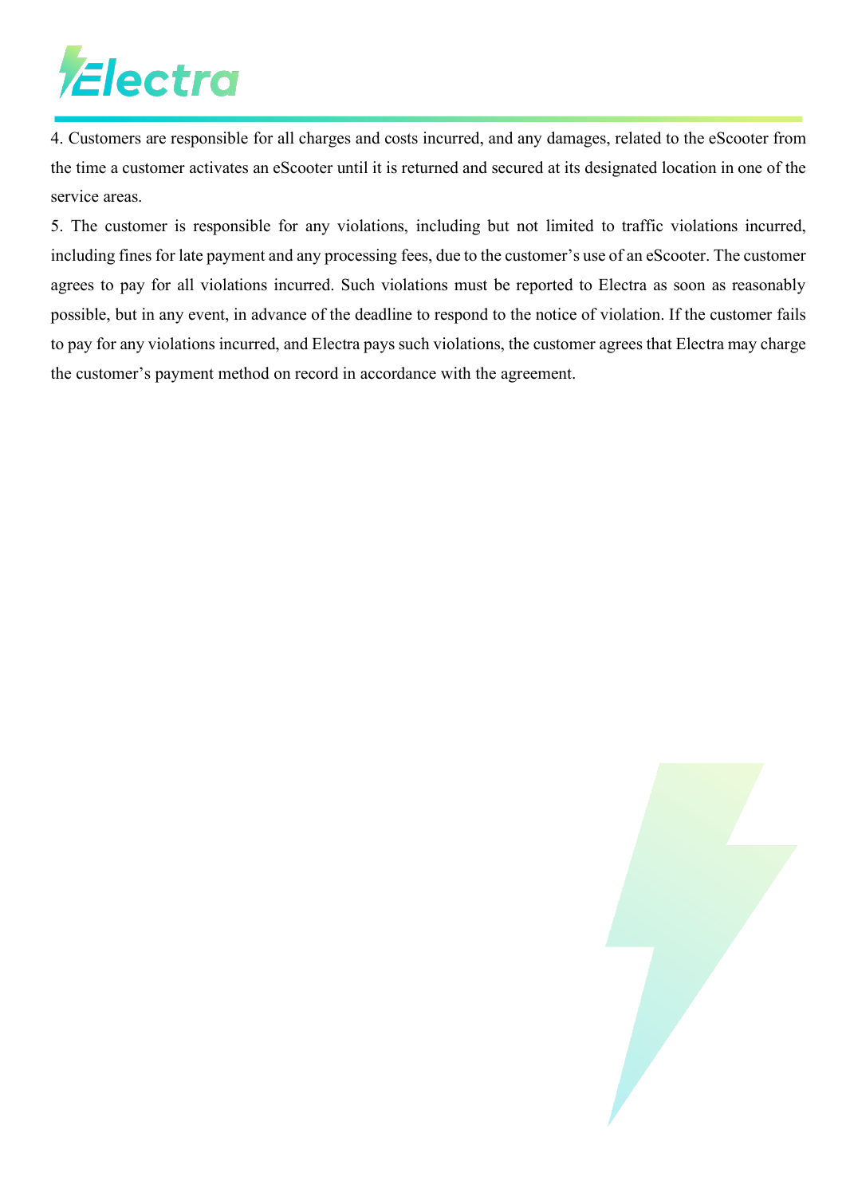4. Customers are responsible for all charges and costs incurred, and any damages, related to the eScooter from the time a customer activates an eScooter until it is returned and secured at its designated location in one of the service areas.

5. The customer is responsible for any violations, including but not limited to traffic violations incurred, including fines for late payment and any processing fees, due to the customer's use of an eScooter. The customer agrees to pay for all violations incurred. Such violations must be reported to Electra as soon as reasonably possible, but in any event, in advance of the deadline to respond to the notice of violation. If the customer fails to pay for any violations incurred, and Electra pays such violations, the customer agrees that Electra may charge the customer's payment method on record in accordance with the agreement.